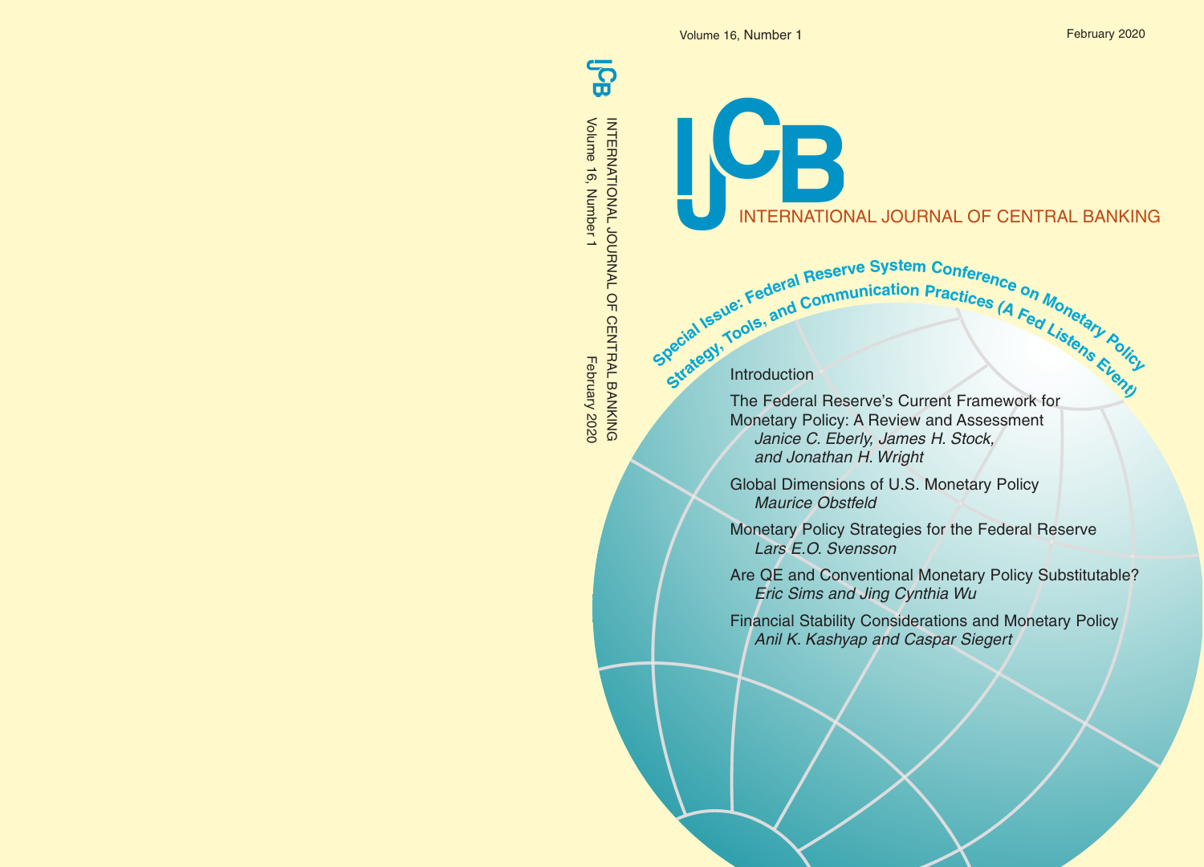Volume 16, Number 1

February 2020

# IJCB

## INTERNATIONAL JOURNAL OF CENTRAL BANKING

**Special Issue: Federal Reserve System Conference on Monetary Policy Strategy, Tools, and Communication Practices (A Fed Listens Event)**

Introduction

The Federal Reserve's Current Framework for Monetary Policy: A Review and Assessment
*Janice C. Eberly, James H. Stock, and Jonathan H. Wright*

Global Dimensions of U.S. Monetary Policy
*Maurice Obstfeld*

Monetary Policy Strategies for the Federal Reserve
*Lars E.O. Svensson*

Are QE and Conventional Monetary Policy Substitutable?
*Eric Sims and Jing Cynthia Wu*

Financial Stability Considerations and Monetary Policy
*Anil K. Kashyap and Caspar Siegert*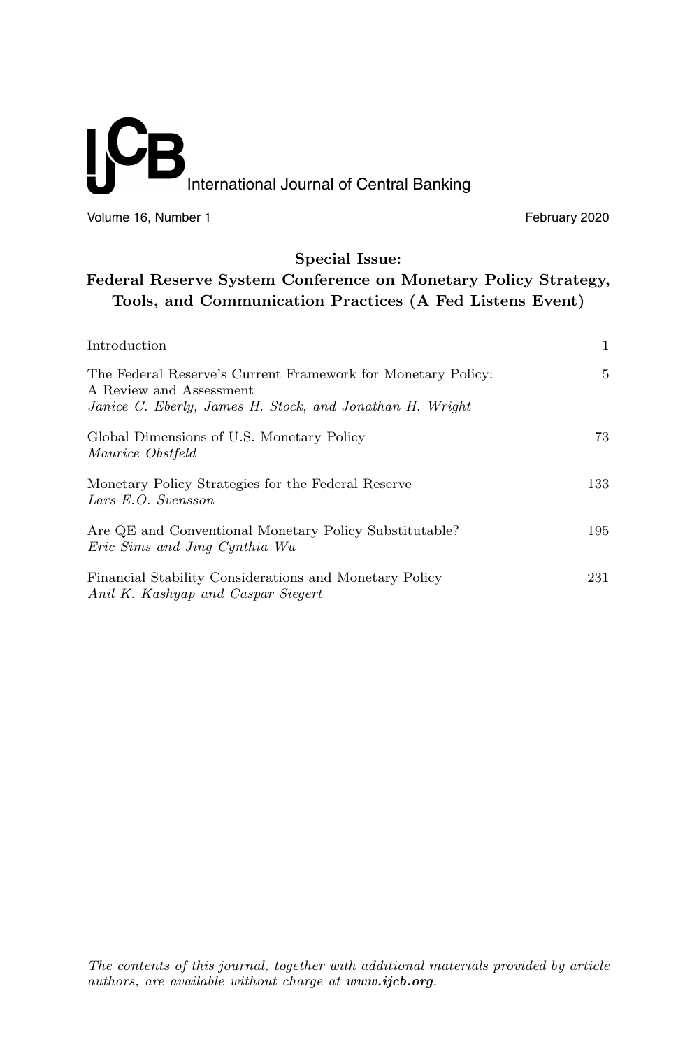# IJCB International Journal of Central Banking

Volume 16, Number 1 February 2020

## Special Issue: Federal Reserve System Conference on Monetary Policy Strategy, Tools, and Communication Practices (A Fed Listens Event)

| | |
|---|---|
| Introduction | 1 |
| The Federal Reserve's Current Framework for Monetary Policy: A Review and Assessment<br>*Janice C. Eberly, James H. Stock, and Jonathan H. Wright* | 5 |
| Global Dimensions of U.S. Monetary Policy<br>*Maurice Obstfeld* | 73 |
| Monetary Policy Strategies for the Federal Reserve<br>*Lars E.O. Svensson* | 133 |
| Are QE and Conventional Monetary Policy Substitutable?<br>*Eric Sims and Jing Cynthia Wu* | 195 |
| Financial Stability Considerations and Monetary Policy<br>*Anil K. Kashyap and Caspar Siegert* | 231 |

*The contents of this journal, together with additional materials provided by article authors, are available without charge at **www.ijcb.org**.*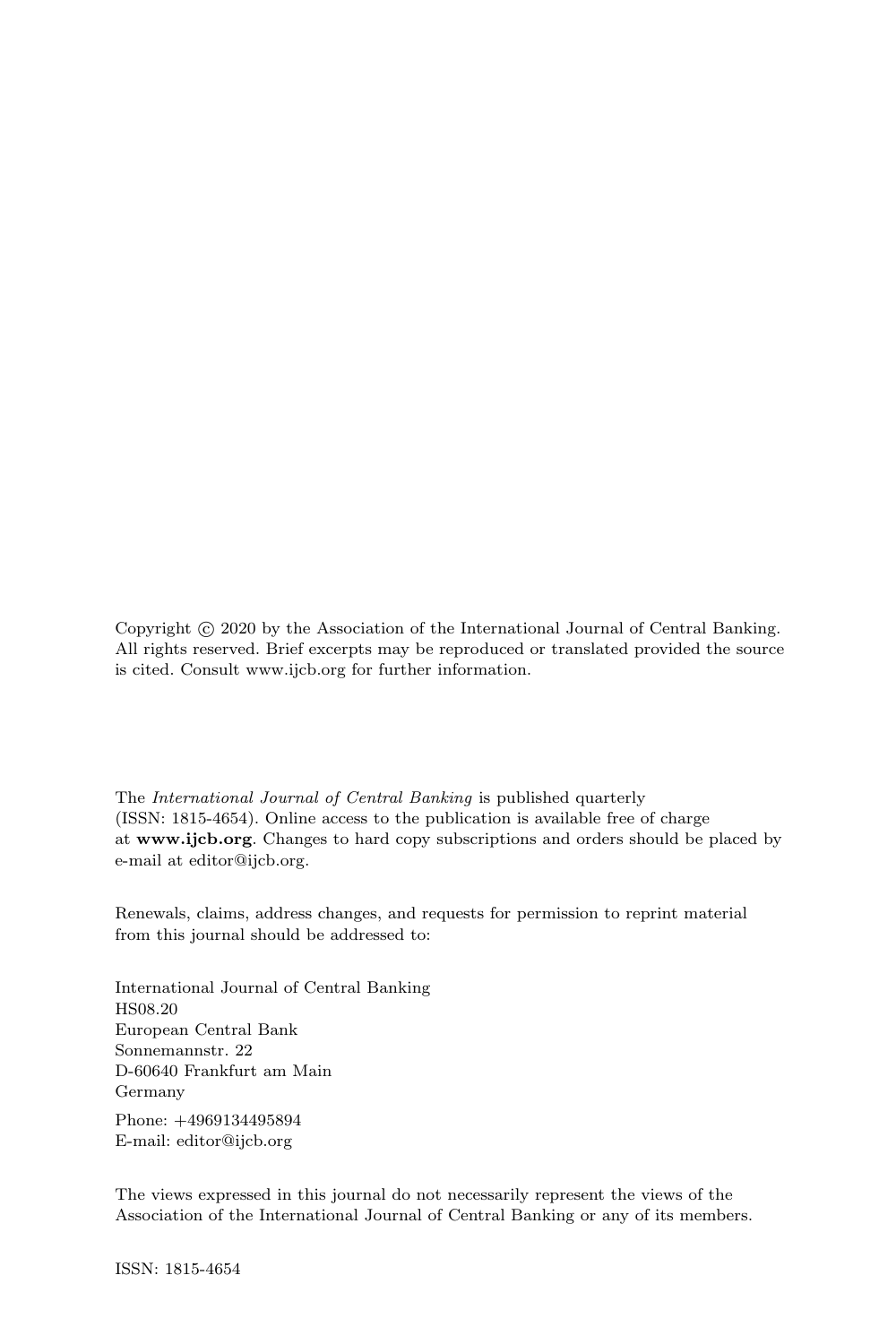Copyright © 2020 by the Association of the International Journal of Central Banking. All rights reserved. Brief excerpts may be reproduced or translated provided the source is cited. Consult www.ijcb.org for further information.

The *International Journal of Central Banking* is published quarterly (ISSN: 1815-4654). Online access to the publication is available free of charge at **www.ijcb.org**. Changes to hard copy subscriptions and orders should be placed by e-mail at editor@ijcb.org.

Renewals, claims, address changes, and requests for permission to reprint material from this journal should be addressed to:

International Journal of Central Banking
HS08.20
European Central Bank
Sonnemannstr. 22
D-60640 Frankfurt am Main
Germany

Phone: +4969134495894
E-mail: editor@ijcb.org

The views expressed in this journal do not necessarily represent the views of the Association of the International Journal of Central Banking or any of its members.

ISSN: 1815-4654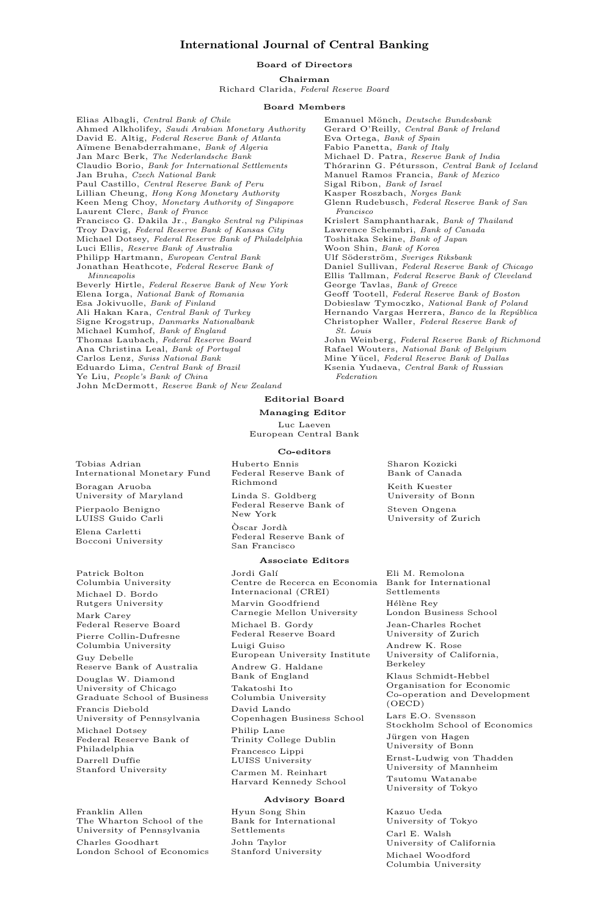# International Journal of Central Banking

## Board of Directors

### Chairman

Richard Clarida, *Federal Reserve Board*

### Board Members

Elias Albagli, *Central Bank of Chile*
Ahmed Alkholifey, *Saudi Arabian Monetary Authority*
David E. Altig, *Federal Reserve Bank of Atlanta*
Aïmene Benabderrahmane, *Bank of Algeria*
Jan Marc Berk, *The Nederlandsche Bank*
Claudio Borio, *Bank for International Settlements*
Jan Bruha, *Czech National Bank*
Paul Castillo, *Central Reserve Bank of Peru*
Lillian Cheung, *Hong Kong Monetary Authority*
Keen Meng Choy, *Monetary Authority of Singapore*
Laurent Clerc, *Bank of France*
Francisco G. Dakila Jr., *Bangko Sentral ng Pilipinas*
Troy Davig, *Federal Reserve Bank of Kansas City*
Michael Dotsey, *Federal Reserve Bank of Philadelphia*
Luci Ellis, *Reserve Bank of Australia*
Philipp Hartmann, *European Central Bank*
Jonathan Heathcote, *Federal Reserve Bank of Minneapolis*
Beverly Hirtle, *Federal Reserve Bank of New York*
Elena Iorga, *National Bank of Romania*
Esa Jokivuolle, *Bank of Finland*
Ali Hakan Kara, *Central Bank of Turkey*
Signe Krogstrup, *Danmarks Nationalbank*
Michael Kumhof, *Bank of England*
Thomas Laubach, *Federal Reserve Board*
Ana Christina Leal, *Bank of Portugal*
Carlos Lenz, *Swiss National Bank*
Eduardo Lima, *Central Bank of Brazil*
Ye Liu, *People's Bank of China*
John McDermott, *Reserve Bank of New Zealand*
Emanuel Mönch, *Deutsche Bundesbank*
Gerard O'Reilly, *Central Bank of Ireland*
Eva Ortega, *Bank of Spain*
Fabio Panetta, *Bank of Italy*
Michael D. Patra, *Reserve Bank of India*
Thórarinn G. Pétursson, *Central Bank of Iceland*
Manuel Ramos Francia, *Bank of Mexico*
Sigal Ribon, *Bank of Israel*
Kasper Roszbach, *Norges Bank*
Glenn Rudebusch, *Federal Reserve Bank of San Francisco*
Krislert Samphantharak, *Bank of Thailand*
Lawrence Schembri, *Bank of Canada*
Toshitaka Sekine, *Bank of Japan*
Woon Shin, *Bank of Korea*
Ulf Söderström, *Sveriges Riksbank*
Daniel Sullivan, *Federal Reserve Bank of Chicago*
Ellis Tallman, *Federal Reserve Bank of Cleveland*
George Tavlas, *Bank of Greece*
Geoff Tootell, *Federal Reserve Bank of Boston*
Dobieslaw Tymoczko, *National Bank of Poland*
Hernando Vargas Herrera, *Banco de la República*
Christopher Waller, *Federal Reserve Bank of St. Louis*
John Weinberg, *Federal Reserve Bank of Richmond*
Rafael Wouters, *National Bank of Belgium*
Mine Yücel, *Federal Reserve Bank of Dallas*
Ksenia Yudaeva, *Central Bank of Russian Federation*

## Editorial Board

### Managing Editor

Luc Laeven
European Central Bank

### Co-editors

Tobias Adrian
International Monetary Fund

Boragan Aruoba
University of Maryland

Pierpaolo Benigno
LUISS Guido Carli

Elena Carletti
Bocconi University

Huberto Ennis
Federal Reserve Bank of Richmond

Linda S. Goldberg
Federal Reserve Bank of New York

Òscar Jordà
Federal Reserve Bank of San Francisco

Sharon Kozicki
Bank of Canada

Keith Kuester
University of Bonn

Steven Ongena
University of Zurich

### Associate Editors

Patrick Bolton
Columbia University

Michael D. Bordo
Rutgers University

Mark Carey
Federal Reserve Board

Pierre Collin-Dufresne
Columbia University

Guy Debelle
Reserve Bank of Australia

Douglas W. Diamond
University of Chicago Graduate School of Business

Francis Diebold
University of Pennsylvania

Michael Dotsey
Federal Reserve Bank of Philadelphia

Darrell Duffie
Stanford University

Jordi Galí
Centre de Recerca en Economia Internacional (CREI)

Marvin Goodfriend
Carnegie Mellon University

Michael B. Gordy
Federal Reserve Board

Luigi Guiso
European University Institute

Andrew G. Haldane
Bank of England

Takatoshi Ito
Columbia University

David Lando
Copenhagen Business School

Philip Lane
Trinity College Dublin

Francesco Lippi
LUISS University

Carmen M. Reinhart
Harvard Kennedy School

Eli M. Remolona
Bank for International Settlements

Hélène Rey
London Business School

Jean-Charles Rochet
University of Zurich

Andrew K. Rose
University of California, Berkeley

Klaus Schmidt-Hebbel
Organisation for Economic Co-operation and Development (OECD)

Lars E.O. Svensson
Stockholm School of Economics

Jürgen von Hagen
University of Bonn

Ernst-Ludwig von Thadden
University of Mannheim

Tsutomu Watanabe
University of Tokyo

### Advisory Board

Franklin Allen
The Wharton School of the University of Pennsylvania

Charles Goodhart
London School of Economics

Hyun Song Shin
Bank for International Settlements

John Taylor
Stanford University

Kazuo Ueda
University of Tokyo

Carl E. Walsh
University of California

Michael Woodford
Columbia University